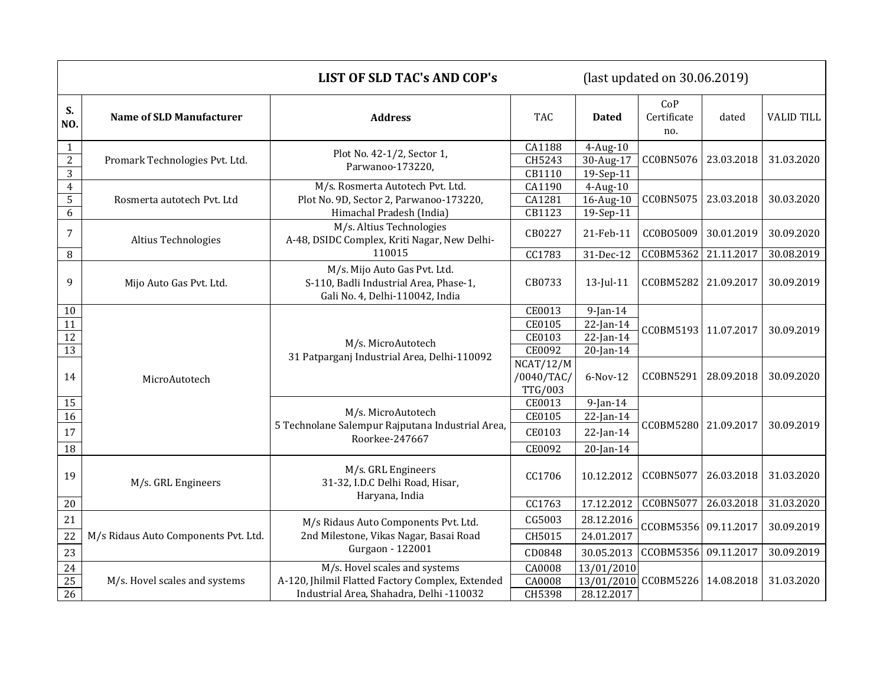# LIST OF SLD TAC's AND COP's (last updated on 30.06.2019)

| S. NO. | Name of SLD Manufacturer | Address | TAC | Dated | CoP Certificate no. | dated | VALID TILL |
|---|---|---|---|---|---|---|---|
| 1 | Promark Technologies Pvt. Ltd. | Plot No. 42-1/2, Sector 1, Parwanoo-173220, | CA1188 | 4-Aug-10 | CC0BN5076 | 23.03.2018 | 31.03.2020 |
| 2 | | | CH5243 | 30-Aug-17 | | | |
| 3 | | | CB1110 | 19-Sep-11 | | | |
| 4 | Rosmerta autotech Pvt. Ltd | M/s. Rosmerta Autotech Pvt. Ltd. Plot No. 9D, Sector 2, Parwanoo-173220, Himachal Pradesh (India) | CA1190 | 4-Aug-10 | CC0BN5075 | 23.03.2018 | 30.03.2020 |
| 5 | | | CA1281 | 16-Aug-10 | | | |
| 6 | | | CB1123 | 19-Sep-11 | | | |
| 7 | Altius Technologies | M/s. Altius Technologies A-48, DSIDC Complex, Kriti Nagar, New Delhi-110015 | CB0227 | 21-Feb-11 | CC0BO5009 | 30.01.2019 | 30.09.2020 |
| 8 | | | CC1783 | 31-Dec-12 | CC0BM5362 | 21.11.2017 | 30.08.2019 |
| 9 | Mijo Auto Gas Pvt. Ltd. | M/s. Mijo Auto Gas Pvt. Ltd. S-110, Badli Industrial Area, Phase-1, Gali No. 4, Delhi-110042, India | CB0733 | 13-Jul-11 | CC0BM5282 | 21.09.2017 | 30.09.2019 |
| 10 | MicroAutotech | M/s. MicroAutotech 31 Patparganj Industrial Area, Delhi-110092 | CE0013 | 9-Jan-14 | CC0BM5193 | 11.07.2017 | 30.09.2019 |
| 11 | | | CE0105 | 22-Jan-14 | | | |
| 12 | | | CE0103 | 22-Jan-14 | | | |
| 13 | | | CE0092 | 20-Jan-14 | | | |
| 14 | | | NCAT/12/M/0040/TAC/TTG/003 | 6-Nov-12 | CC0BN5291 | 28.09.2018 | 30.09.2020 |
| 15 | | M/s. MicroAutotech 5 Technolane Salempur Rajputana Industrial Area, Roorkee-247667 | CE0013 | 9-Jan-14 | CC0BM5280 | 21.09.2017 | 30.09.2019 |
| 16 | | | CE0105 | 22-Jan-14 | | | |
| 17 | | | CE0103 | 22-Jan-14 | | | |
| 18 | | | CE0092 | 20-Jan-14 | | | |
| 19 | M/s. GRL Engineers | M/s. GRL Engineers 31-32, I.D.C Delhi Road, Hisar, Haryana, India | CC1706 | 10.12.2012 | CC0BN5077 | 26.03.2018 | 31.03.2020 |
| 20 | | | CC1763 | 17.12.2012 | CC0BN5077 | 26.03.2018 | 31.03.2020 |
| 21 | M/s Ridaus Auto Components Pvt. Ltd. | M/s Ridaus Auto Components Pvt. Ltd. 2nd Milestone, Vikas Nagar, Basai Road Gurgaon - 122001 | CG5003 | 28.12.2016 | CCOBM5356 | 09.11.2017 | 30.09.2019 |
| 22 | | | CH5015 | 24.01.2017 | | | |
| 23 | | | CD0848 | 30.05.2013 | CCOBM5356 | 09.11.2017 | 30.09.2019 |
| 24 | M/s. Hovel scales and systems | M/s. Hovel scales and systems A-120, Jhilmil Flatted Factory Complex, Extended Industrial Area, Shahadra, Delhi -110032 | CA0008 | 13/01/2010 | CC0BM5226 | 14.08.2018 | 31.03.2020 |
| 25 | | | CA0008 | 13/01/2010 | | | |
| 26 | | | CH5398 | 28.12.2017 | | | |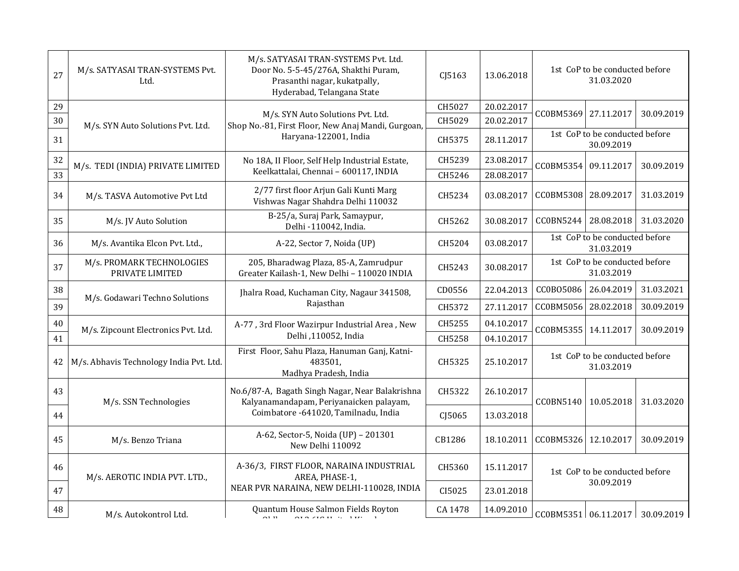| | | | | | | | |
|---|---|---|---|---|---|---|---|
| 27 | M/s. SATYASAI TRAN-SYSTEMS Pvt. Ltd. | M/s. SATYASAI TRAN-SYSTEMS Pvt. Ltd. Door No. 5-5-45/276A, Shakthi Puram, Prasanthi nagar, kukatpally, Hyderabad, Telangana State | CJ5163 | 13.06.2018 | 1st CoP to be conducted before 31.03.2020 | | |
| 29 | M/s. SYN Auto Solutions Pvt. Ltd. | M/s. SYN Auto Solutions Pvt. Ltd. Shop No.-81, First Floor, New Anaj Mandi, Gurgoan, Haryana-122001, India | CH5027 | 20.02.2017 | CC0BM5369 | 27.11.2017 | 30.09.2019 |
| 30 | | | CH5029 | 20.02.2017 | | | |
| 31 | | | CH5375 | 28.11.2017 | 1st CoP to be conducted before 30.09.2019 | | |
| 32 | M/s. TEDI (INDIA) PRIVATE LIMITED | No 18A, II Floor, Self Help Industrial Estate, Keelkattalai, Chennai – 600117, INDIA | CH5239 | 23.08.2017 | CC0BM5354 | 09.11.2017 | 30.09.2019 |
| 33 | | | CH5246 | 28.08.2017 | | | |
| 34 | M/s. TASVA Automotive Pvt Ltd | 2/77 first floor Arjun Gali Kunti Marg Vishwas Nagar Shahdra Delhi 110032 | CH5234 | 03.08.2017 | CC0BM5308 | 28.09.2017 | 31.03.2019 |
| 35 | M/s. JV Auto Solution | B-25/a, Suraj Park, Samaypur, Delhi -110042, India. | CH5262 | 30.08.2017 | CC0BN5244 | 28.08.2018 | 31.03.2020 |
| 36 | M/s. Avantika Elcon Pvt. Ltd., | A-22, Sector 7, Noida (UP) | CH5204 | 03.08.2017 | 1st CoP to be conducted before 31.03.2019 | | |
| 37 | M/s. PROMARK TECHNOLOGIES PRIVATE LIMITED | 205, Bharadwag Plaza, 85-A, Zamrudpur Greater Kailash-1, New Delhi – 110020 INDIA | CH5243 | 30.08.2017 | 1st CoP to be conducted before 31.03.2019 | | |
| 38 | M/s. Godawari Techno Solutions | Jhalra Road, Kuchaman City, Nagaur 341508, Rajasthan | CD0556 | 22.04.2013 | CC0BO5086 | 26.04.2019 | 31.03.2021 |
| 39 | | | CH5372 | 27.11.2017 | CC0BM5056 | 28.02.2018 | 30.09.2019 |
| 40 | M/s. Zipcount Electronics Pvt. Ltd. | A-77 , 3rd Floor Wazirpur Industrial Area , New Delhi ,110052, India | CH5255 | 04.10.2017 | CC0BM5355 | 14.11.2017 | 30.09.2019 |
| 41 | | | CH5258 | 04.10.2017 | | | |
| 42 | M/s. Abhavis Technology India Pvt. Ltd. | First Floor, Sahu Plaza, Hanuman Ganj, Katni-483501, Madhya Pradesh, India | CH5325 | 25.10.2017 | 1st CoP to be conducted before 31.03.2019 | | |
| 43 | M/s. SSN Technologies | No.6/87-A, Bagath Singh Nagar, Near Balakrishna Kalyanamandapam, Periyanaicken palayam, Coimbatore -641020, Tamilnadu, India | CH5322 | 26.10.2017 | CC0BN5140 | 10.05.2018 | 31.03.2020 |
| 44 | | | CJ5065 | 13.03.2018 | | | |
| 45 | M/s. Benzo Triana | A-62, Sector-5, Noida (UP) – 201301 New Delhi 110092 | CB1286 | 18.10.2011 | CC0BM5326 | 12.10.2017 | 30.09.2019 |
| 46 | M/s. AEROTIC INDIA PVT. LTD., | A-36/3, FIRST FLOOR, NARAINA INDUSTRIAL AREA, PHASE-1, NEAR PVR NARAINA, NEW DELHI-110028, INDIA | CH5360 | 15.11.2017 | 1st CoP to be conducted before 30.09.2019 | | |
| 47 | | | CI5025 | 23.01.2018 | | | |
| 48 | M/s. Autokontrol Ltd. | Quantum House Salmon Fields Royton | CA 1478 | 14.09.2010 | CC0BM5351 | 06.11.2017 | 30.09.2019 |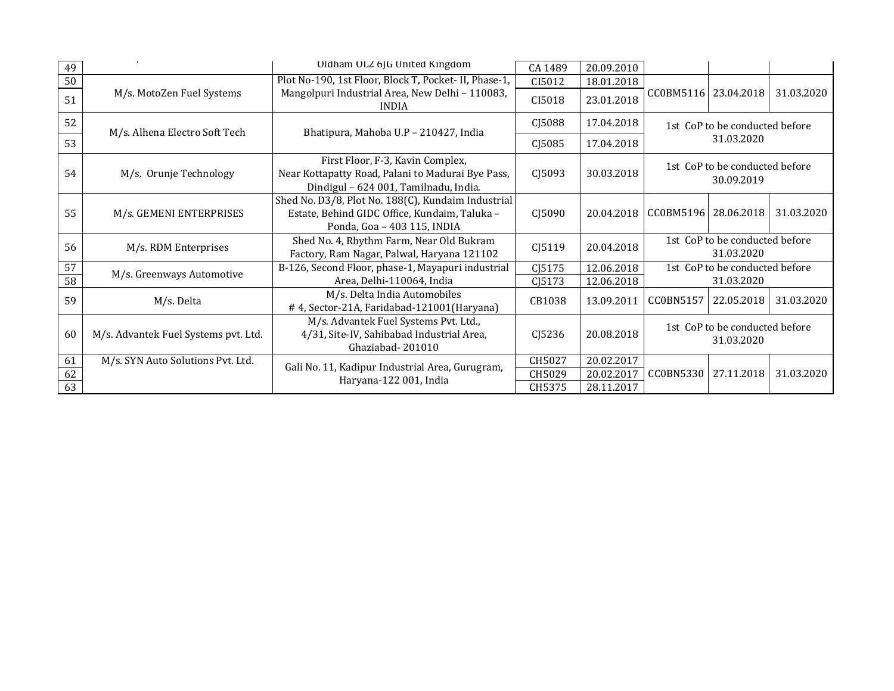| | | | | | | | |
|---|---|---|---|---|---|---|---|
| 49 | , | Oldham OL2 6JG United Kingdom | CA 1489 | 20.09.2010 | | | |
| 50 | M/s. MotoZen Fuel Systems | Plot No-190, 1st Floor, Block T, Pocket- II, Phase-1, Mangolpuri Industrial Area, New Delhi – 110083, INDIA | CI5012 | 18.01.2018 | CC0BM5116 | 23.04.2018 | 31.03.2020 |
| 51 | | | CI5018 | 23.01.2018 | | | |
| 52 | M/s. Alhena Electro Soft Tech | Bhatipura, Mahoba U.P – 210427, India | CJ5088 | 17.04.2018 | 1st CoP to be conducted before 31.03.2020 | | |
| 53 | | | CJ5085 | 17.04.2018 | | | |
| 54 | M/s. Orunje Technology | First Floor, F-3, Kavin Complex, Near Kottapatty Road, Palani to Madurai Bye Pass, Dindigul – 624 001, Tamilnadu, India. | CJ5093 | 30.03.2018 | 1st CoP to be conducted before 30.09.2019 | | |
| 55 | M/s. GEMENI ENTERPRISES | Shed No. D3/8, Plot No. 188(C), Kundaim Industrial Estate, Behind GIDC Office, Kundaim, Taluka – Ponda, Goa – 403 115, INDIA | CJ5090 | 20.04.2018 | CC0BM5196 | 28.06.2018 | 31.03.2020 |
| 56 | M/s. RDM Enterprises | Shed No. 4, Rhythm Farm, Near Old Bukram Factory, Ram Nagar, Palwal, Haryana 121102 | CJ5119 | 20.04.2018 | 1st CoP to be conducted before 31.03.2020 | | |
| 57 | M/s. Greenways Automotive | B-126, Second Floor, phase-1, Mayapuri industrial Area, Delhi-110064, India | CJ5175 | 12.06.2018 | 1st CoP to be conducted before 31.03.2020 | | |
| 58 | | | CJ5173 | 12.06.2018 | | | |
| 59 | M/s. Delta | M/s. Delta India Automobiles # 4, Sector-21A, Faridabad-121001(Haryana) | CB1038 | 13.09.2011 | CC0BN5157 | 22.05.2018 | 31.03.2020 |
| 60 | M/s. Advantek Fuel Systems pvt. Ltd. | M/s. Advantek Fuel Systems Pvt. Ltd., 4/31, Site-IV, Sahibabad Industrial Area, Ghaziabad- 201010 | CJ5236 | 20.08.2018 | 1st CoP to be conducted before 31.03.2020 | | |
| 61 | M/s. SYN Auto Solutions Pvt. Ltd. | Gali No. 11, Kadipur Industrial Area, Gurugram, Haryana-122 001, India | CH5027 | 20.02.2017 | CC0BN5330 | 27.11.2018 | 31.03.2020 |
| 62 | | | CH5029 | 20.02.2017 | | | |
| 63 | | | CH5375 | 28.11.2017 | | | |